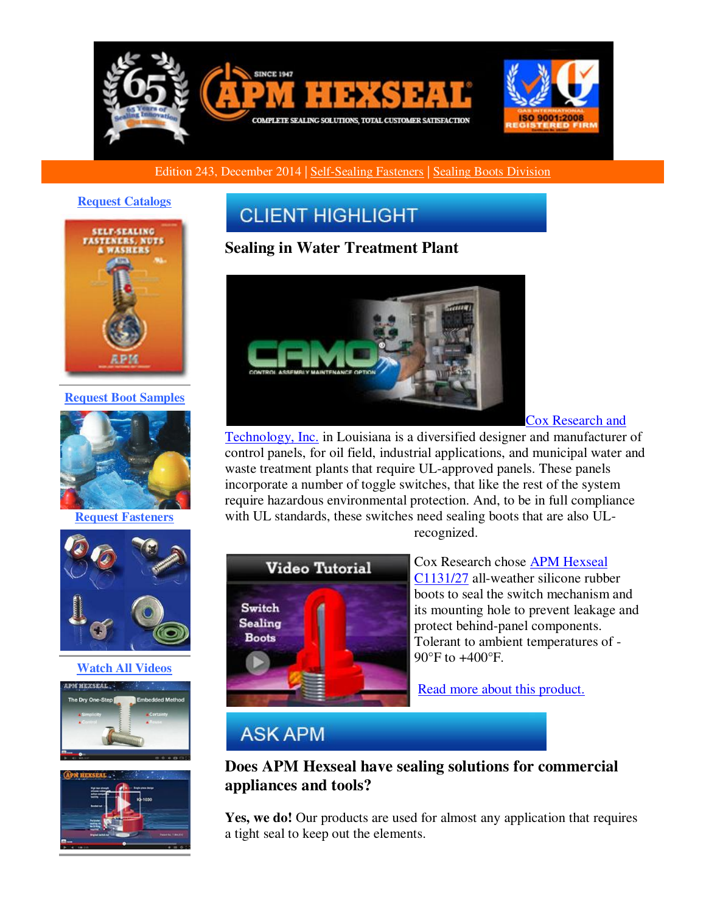Edition 243, December 2014 | Self-Sealing Fasteners | Sealing Boots Division

Request Catalogs

Request Boot Samples

Request Fasteners

Watch All Videos

## CLIENT HIGHLIGHT

### Sealing in Water Treatment Plant

Cox Research and Technology, Inc. in Louisiana is a diversified designer and manufacturer of control panels, for oil field, industrial applications, and municipal water and waste treatment plants that require UL-approved panels. These panels incorporate a number of toggle switches, that like the rest of the system require hazardous environmental protection. And, to be in full compliance with UL standards, these switches need sealing boots that are also UL-recognized.

Cox Research chose APM Hexseal C1131/27 all-weather silicone rubber boots to seal the switch mechanism and its mounting hole to prevent leakage and protect behind-panel components. Tolerant to ambient temperatures of -90°F to +400°F.

Read more about this product.

## ASK APM

### Does APM Hexseal have sealing solutions for commercial appliances and tools?

**Yes, we do!** Our products are used for almost any application that requires a tight seal to keep out the elements.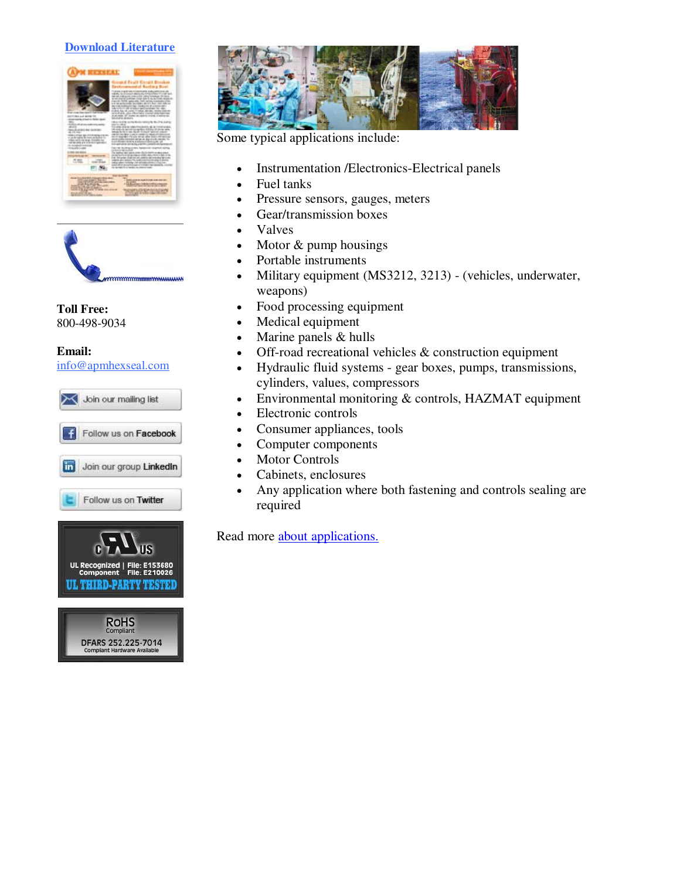**Download Literature**

**Toll Free:**
800-498-9034

**Email:**
info@apmhexseal.com

Join our mailing list

Follow us on Facebook

Join our group LinkedIn

Follow us on Twitter

UL Recognized Component | File: E153680 File: E210026
UL THIRD-PARTY TESTED

RoHS Compliant
DFARS 252.225-7014
Compliant Hardware Available

Some typical applications include:

- Instrumentation /Electronics-Electrical panels
- Fuel tanks
- Pressure sensors, gauges, meters
- Gear/transmission boxes
- Valves
- Motor & pump housings
- Portable instruments
- Military equipment (MS3212, 3213) - (vehicles, underwater, weapons)
- Food processing equipment
- Medical equipment
- Marine panels & hulls
- Off-road recreational vehicles & construction equipment
- Hydraulic fluid systems - gear boxes, pumps, transmissions, cylinders, values, compressors
- Environmental monitoring & controls, HAZMAT equipment
- Electronic controls
- Consumer appliances, tools
- Computer components
- Motor Controls
- Cabinets, enclosures
- Any application where both fastening and controls sealing are required

Read more about applications.